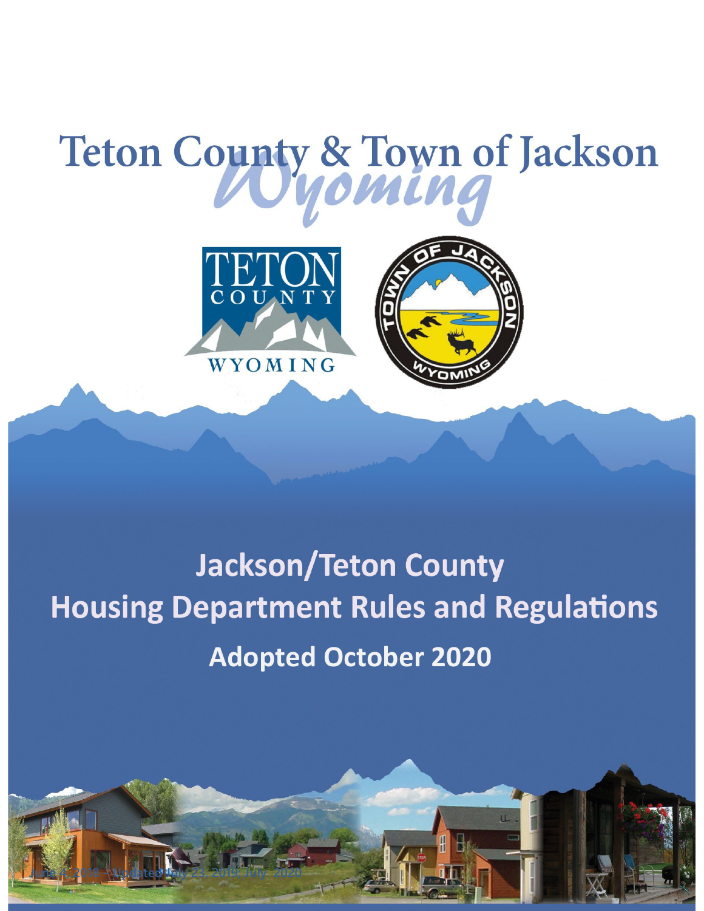# Teton County & Town of Jackson

*Wyoming*

TETON COUNTY WYOMING

TOWN OF JACKSON WYOMING

## Jackson/Teton County Housing Department Rules and Regulations

### Adopted October 2020

June 4, 2018 – Updated July 23, 2019, July 2020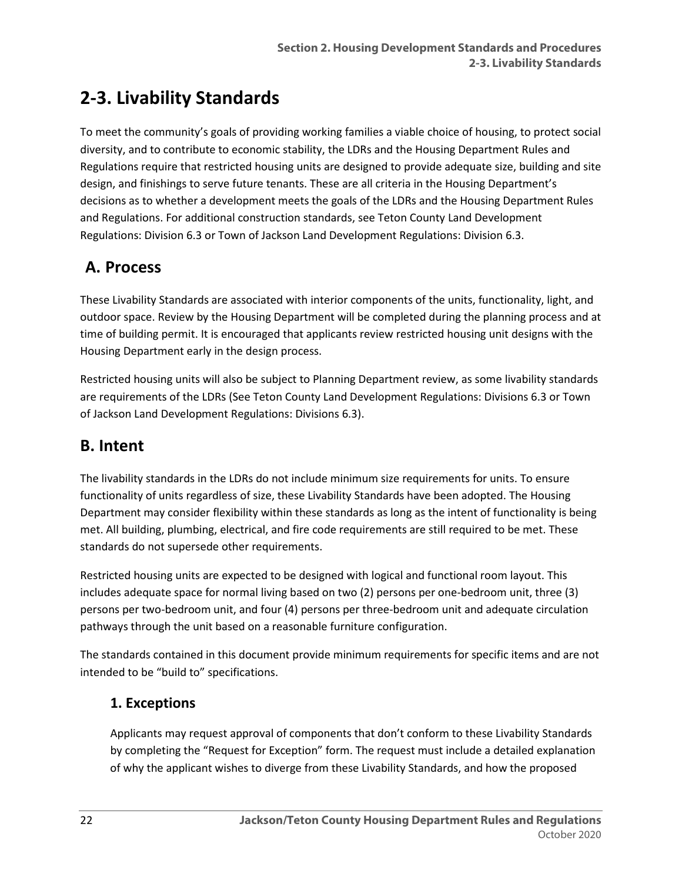# 2-3. Livability Standards

To meet the community's goals of providing working families a viable choice of housing, to protect social diversity, and to contribute to economic stability, the LDRs and the Housing Department Rules and Regulations require that restricted housing units are designed to provide adequate size, building and site design, and finishings to serve future tenants. These are all criteria in the Housing Department's decisions as to whether a development meets the goals of the LDRs and the Housing Department Rules and Regulations. For additional construction standards, see Teton County Land Development Regulations: Division 6.3 or Town of Jackson Land Development Regulations: Division 6.3.

## A. Process

These Livability Standards are associated with interior components of the units, functionality, light, and outdoor space. Review by the Housing Department will be completed during the planning process and at time of building permit. It is encouraged that applicants review restricted housing unit designs with the Housing Department early in the design process.

Restricted housing units will also be subject to Planning Department review, as some livability standards are requirements of the LDRs (See Teton County Land Development Regulations: Divisions 6.3 or Town of Jackson Land Development Regulations: Divisions 6.3).

## B. Intent

The livability standards in the LDRs do not include minimum size requirements for units. To ensure functionality of units regardless of size, these Livability Standards have been adopted. The Housing Department may consider flexibility within these standards as long as the intent of functionality is being met. All building, plumbing, electrical, and fire code requirements are still required to be met. These standards do not supersede other requirements.

Restricted housing units are expected to be designed with logical and functional room layout. This includes adequate space for normal living based on two (2) persons per one-bedroom unit, three (3) persons per two-bedroom unit, and four (4) persons per three-bedroom unit and adequate circulation pathways through the unit based on a reasonable furniture configuration.

The standards contained in this document provide minimum requirements for specific items and are not intended to be "build to" specifications.

### 1. Exceptions

Applicants may request approval of components that don't conform to these Livability Standards by completing the "Request for Exception" form. The request must include a detailed explanation of why the applicant wishes to diverge from these Livability Standards, and how the proposed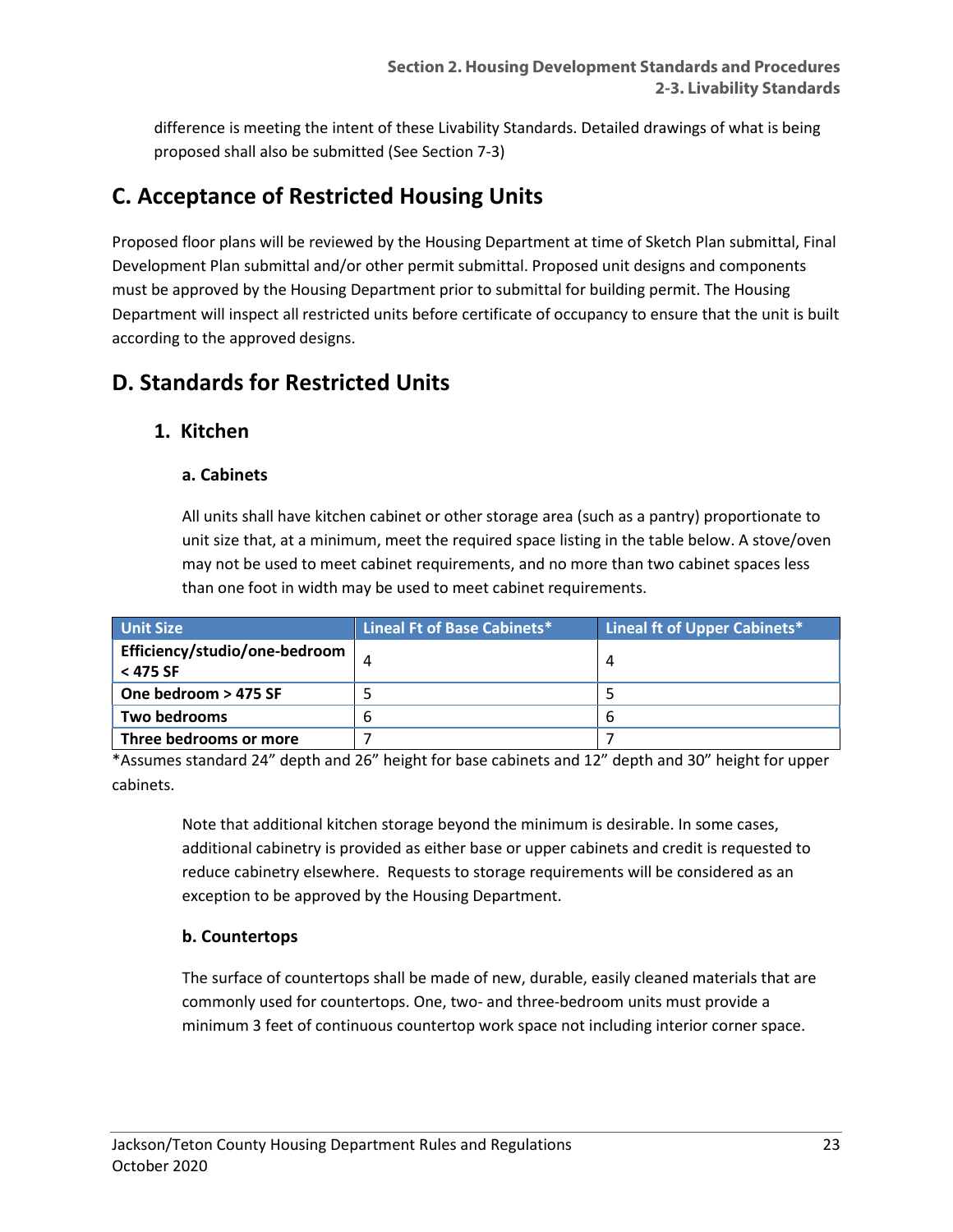difference is meeting the intent of these Livability Standards. Detailed drawings of what is being proposed shall also be submitted (See Section 7-3)

## C. Acceptance of Restricted Housing Units

Proposed floor plans will be reviewed by the Housing Department at time of Sketch Plan submittal, Final Development Plan submittal and/or other permit submittal. Proposed unit designs and components must be approved by the Housing Department prior to submittal for building permit. The Housing Department will inspect all restricted units before certificate of occupancy to ensure that the unit is built according to the approved designs.

## D. Standards for Restricted Units

### 1. Kitchen

#### a. Cabinets

All units shall have kitchen cabinet or other storage area (such as a pantry) proportionate to unit size that, at a minimum, meet the required space listing in the table below. A stove/oven may not be used to meet cabinet requirements, and no more than two cabinet spaces less than one foot in width may be used to meet cabinet requirements.

| Unit Size | Lineal Ft of Base Cabinets* | Lineal ft of Upper Cabinets* |
|---|---|---|
| **Efficiency/studio/one-bedroom < 475 SF** | 4 | 4 |
| **One bedroom > 475 SF** | 5 | 5 |
| **Two bedrooms** | 6 | 6 |
| **Three bedrooms or more** | 7 | 7 |

*Assumes standard 24" depth and 26" height for base cabinets and 12" depth and 30" height for upper cabinets.

Note that additional kitchen storage beyond the minimum is desirable. In some cases, additional cabinetry is provided as either base or upper cabinets and credit is requested to reduce cabinetry elsewhere. Requests to storage requirements will be considered as an exception to be approved by the Housing Department.

#### b. Countertops

The surface of countertops shall be made of new, durable, easily cleaned materials that are commonly used for countertops. One, two- and three-bedroom units must provide a minimum 3 feet of continuous countertop work space not including interior corner space.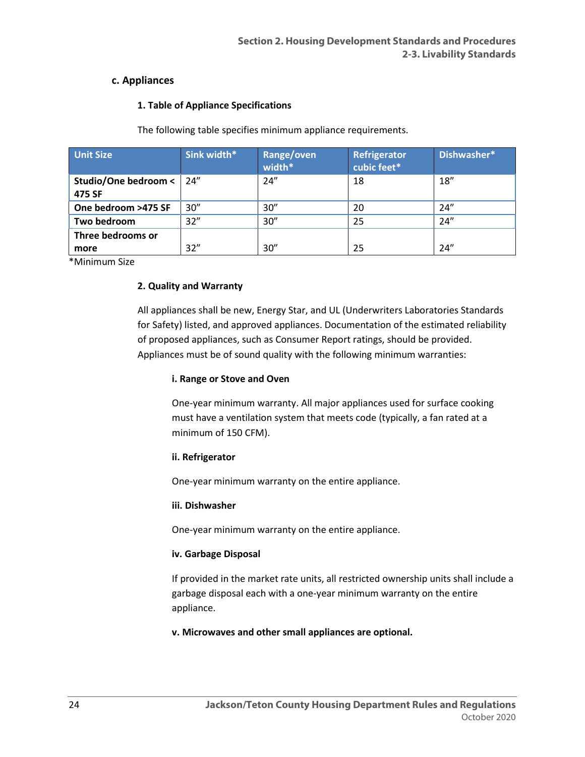### c. Appliances

#### 1. Table of Appliance Specifications

The following table specifies minimum appliance requirements.

| Unit Size | Sink width* | Range/oven width* | Refrigerator cubic feet* | Dishwasher* |
|---|---|---|---|---|
| **Studio/One bedroom < 475 SF** | 24” | 24” | 18 | 18” |
| **One bedroom >475 SF** | 30” | 30” | 20 | 24” |
| **Two bedroom** | 32” | 30” | 25 | 24” |
| **Three bedrooms or more** | 32” | 30” | 25 | 24” |

*Minimum Size

#### 2. Quality and Warranty

All appliances shall be new, Energy Star, and UL (Underwriters Laboratories Standards for Safety) listed, and approved appliances. Documentation of the estimated reliability of proposed appliances, such as Consumer Report ratings, should be provided. Appliances must be of sound quality with the following minimum warranties:

**i. Range or Stove and Oven**

One-year minimum warranty. All major appliances used for surface cooking must have a ventilation system that meets code (typically, a fan rated at a minimum of 150 CFM).

**ii. Refrigerator**

One-year minimum warranty on the entire appliance.

**iii. Dishwasher**

One-year minimum warranty on the entire appliance.

**iv. Garbage Disposal**

If provided in the market rate units, all restricted ownership units shall include a garbage disposal each with a one-year minimum warranty on the entire appliance.

**v. Microwaves and other small appliances are optional.**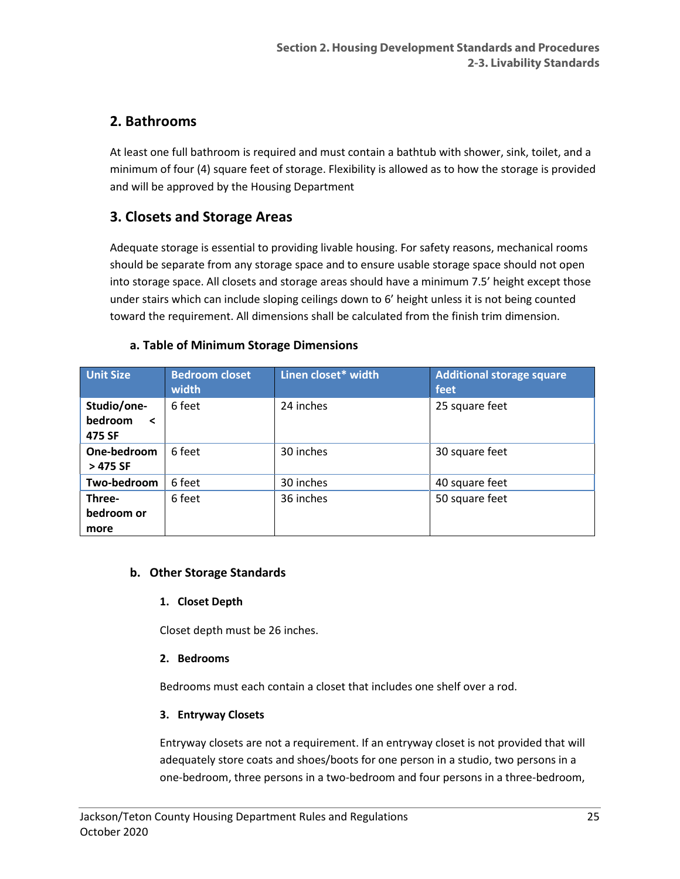## 2. Bathrooms

At least one full bathroom is required and must contain a bathtub with shower, sink, toilet, and a minimum of four (4) square feet of storage. Flexibility is allowed as to how the storage is provided and will be approved by the Housing Department

## 3. Closets and Storage Areas

Adequate storage is essential to providing livable housing. For safety reasons, mechanical rooms should be separate from any storage space and to ensure usable storage space should not open into storage space. All closets and storage areas should have a minimum 7.5' height except those under stairs which can include sloping ceilings down to 6' height unless it is not being counted toward the requirement. All dimensions shall be calculated from the finish trim dimension.

### a. Table of Minimum Storage Dimensions

| Unit Size | Bedroom closet width | Linen closet* width | Additional storage square feet |
|---|---|---|---|
| **Studio/one-bedroom < 475 SF** | 6 feet | 24 inches | 25 square feet |
| **One-bedroom > 475 SF** | 6 feet | 30 inches | 30 square feet |
| **Two-bedroom** | 6 feet | 30 inches | 40 square feet |
| **Three-bedroom or more** | 6 feet | 36 inches | 50 square feet |

### b. Other Storage Standards

#### 1. Closet Depth

Closet depth must be 26 inches.

#### 2. Bedrooms

Bedrooms must each contain a closet that includes one shelf over a rod.

#### 3. Entryway Closets

Entryway closets are not a requirement. If an entryway closet is not provided that will adequately store coats and shoes/boots for one person in a studio, two persons in a one-bedroom, three persons in a two-bedroom and four persons in a three-bedroom,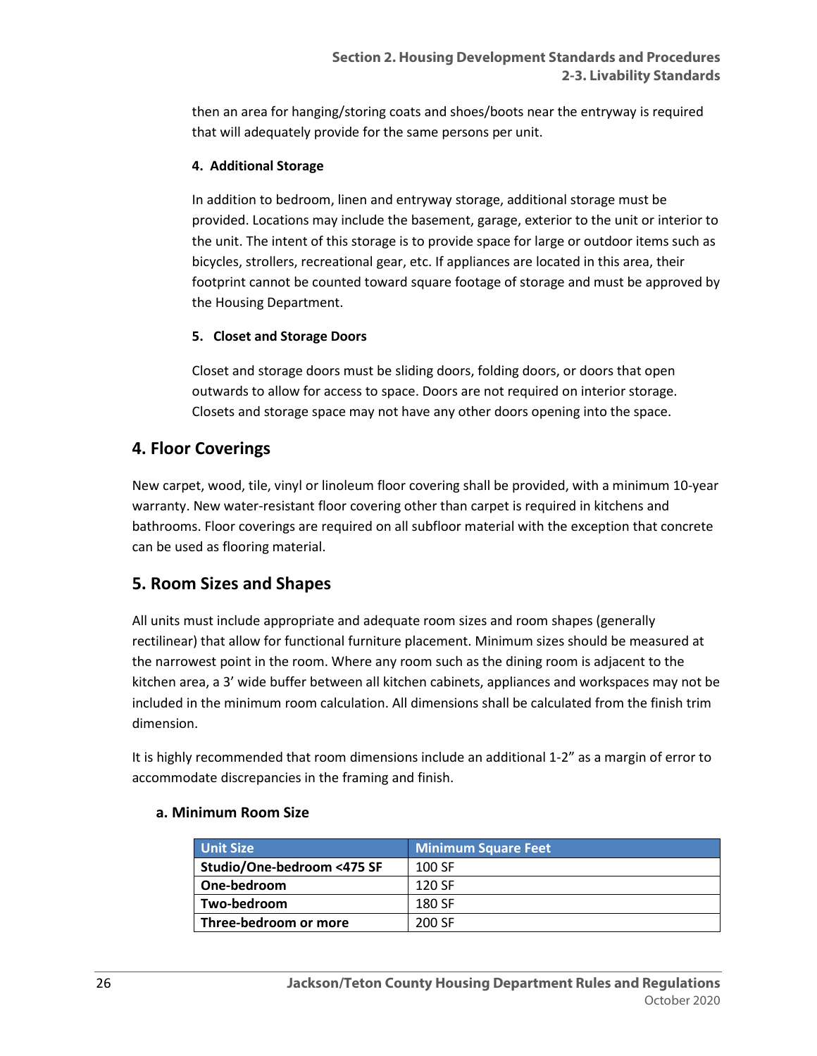then an area for hanging/storing coats and shoes/boots near the entryway is required that will adequately provide for the same persons per unit.

#### 4. Additional Storage

In addition to bedroom, linen and entryway storage, additional storage must be provided. Locations may include the basement, garage, exterior to the unit or interior to the unit. The intent of this storage is to provide space for large or outdoor items such as bicycles, strollers, recreational gear, etc. If appliances are located in this area, their footprint cannot be counted toward square footage of storage and must be approved by the Housing Department.

#### 5. Closet and Storage Doors

Closet and storage doors must be sliding doors, folding doors, or doors that open outwards to allow for access to space. Doors are not required on interior storage. Closets and storage space may not have any other doors opening into the space.

## 4. Floor Coverings

New carpet, wood, tile, vinyl or linoleum floor covering shall be provided, with a minimum 10-year warranty. New water-resistant floor covering other than carpet is required in kitchens and bathrooms. Floor coverings are required on all subfloor material with the exception that concrete can be used as flooring material.

## 5. Room Sizes and Shapes

All units must include appropriate and adequate room sizes and room shapes (generally rectilinear) that allow for functional furniture placement. Minimum sizes should be measured at the narrowest point in the room. Where any room such as the dining room is adjacent to the kitchen area, a 3' wide buffer between all kitchen cabinets, appliances and workspaces may not be included in the minimum room calculation. All dimensions shall be calculated from the finish trim dimension.

It is highly recommended that room dimensions include an additional 1-2" as a margin of error to accommodate discrepancies in the framing and finish.

### a. Minimum Room Size

| Unit Size | Minimum Square Feet |
|---|---|
| **Studio/One-bedroom <475 SF** | 100 SF |
| **One-bedroom** | 120 SF |
| **Two-bedroom** | 180 SF |
| **Three-bedroom or more** | 200 SF |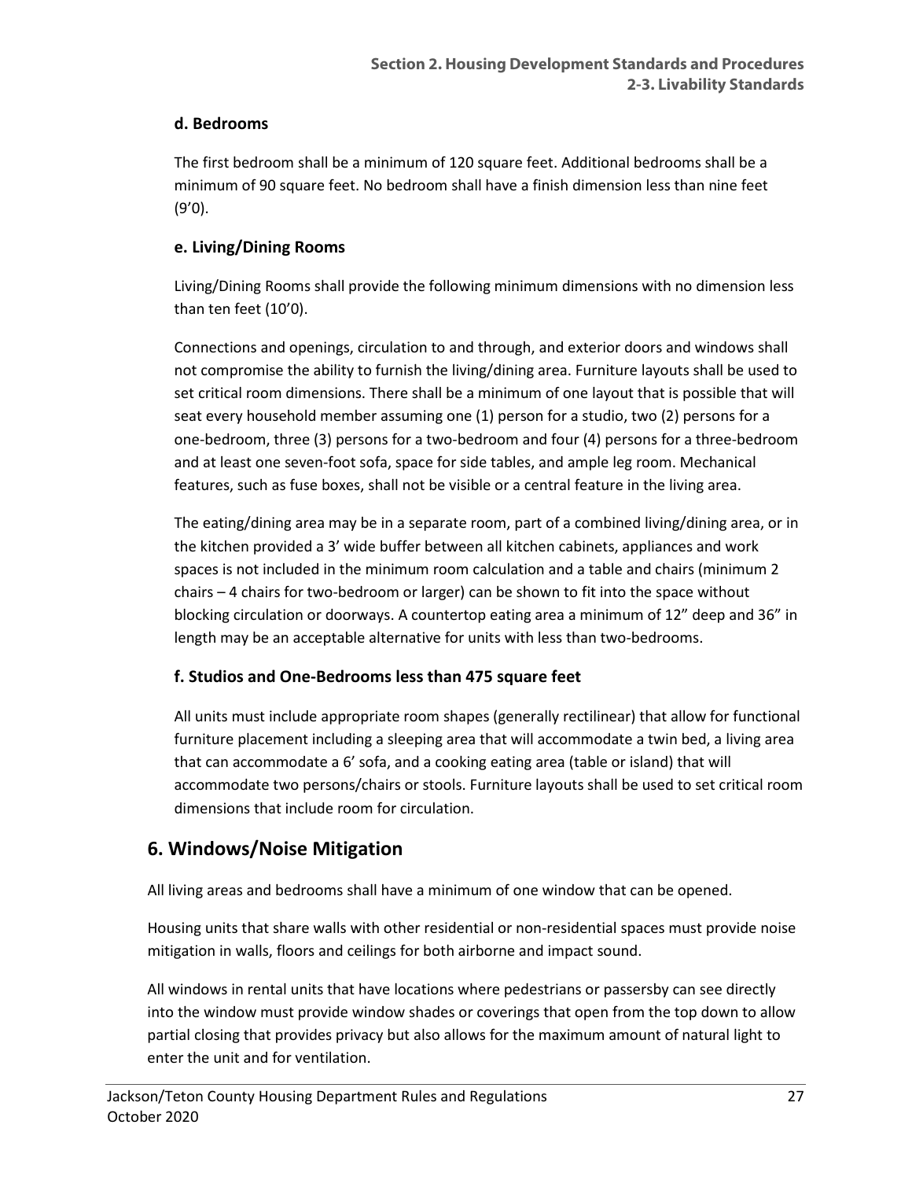#### d. Bedrooms

The first bedroom shall be a minimum of 120 square feet. Additional bedrooms shall be a minimum of 90 square feet. No bedroom shall have a finish dimension less than nine feet (9'0).

#### e. Living/Dining Rooms

Living/Dining Rooms shall provide the following minimum dimensions with no dimension less than ten feet (10'0).

Connections and openings, circulation to and through, and exterior doors and windows shall not compromise the ability to furnish the living/dining area. Furniture layouts shall be used to set critical room dimensions. There shall be a minimum of one layout that is possible that will seat every household member assuming one (1) person for a studio, two (2) persons for a one-bedroom, three (3) persons for a two-bedroom and four (4) persons for a three-bedroom and at least one seven-foot sofa, space for side tables, and ample leg room. Mechanical features, such as fuse boxes, shall not be visible or a central feature in the living area.

The eating/dining area may be in a separate room, part of a combined living/dining area, or in the kitchen provided a 3' wide buffer between all kitchen cabinets, appliances and work spaces is not included in the minimum room calculation and a table and chairs (minimum 2 chairs – 4 chairs for two-bedroom or larger) can be shown to fit into the space without blocking circulation or doorways. A countertop eating area a minimum of 12" deep and 36" in length may be an acceptable alternative for units with less than two-bedrooms.

#### f. Studios and One-Bedrooms less than 475 square feet

All units must include appropriate room shapes (generally rectilinear) that allow for functional furniture placement including a sleeping area that will accommodate a twin bed, a living area that can accommodate a 6' sofa, and a cooking eating area (table or island) that will accommodate two persons/chairs or stools. Furniture layouts shall be used to set critical room dimensions that include room for circulation.

## 6. Windows/Noise Mitigation

All living areas and bedrooms shall have a minimum of one window that can be opened.

Housing units that share walls with other residential or non-residential spaces must provide noise mitigation in walls, floors and ceilings for both airborne and impact sound.

All windows in rental units that have locations where pedestrians or passersby can see directly into the window must provide window shades or coverings that open from the top down to allow partial closing that provides privacy but also allows for the maximum amount of natural light to enter the unit and for ventilation.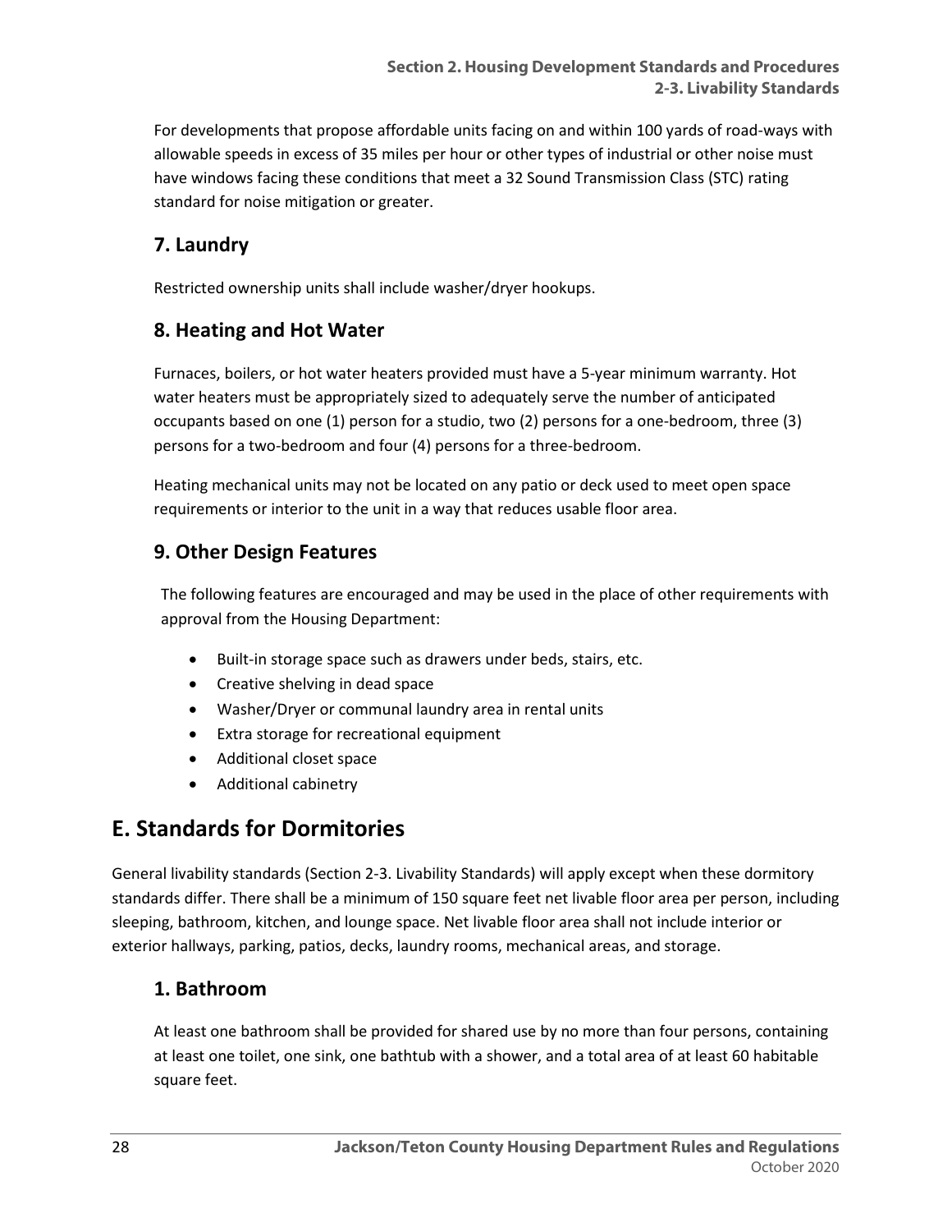For developments that propose affordable units facing on and within 100 yards of road-ways with allowable speeds in excess of 35 miles per hour or other types of industrial or other noise must have windows facing these conditions that meet a 32 Sound Transmission Class (STC) rating standard for noise mitigation or greater.

### 7. Laundry

Restricted ownership units shall include washer/dryer hookups.

### 8. Heating and Hot Water

Furnaces, boilers, or hot water heaters provided must have a 5-year minimum warranty. Hot water heaters must be appropriately sized to adequately serve the number of anticipated occupants based on one (1) person for a studio, two (2) persons for a one-bedroom, three (3) persons for a two-bedroom and four (4) persons for a three-bedroom.

Heating mechanical units may not be located on any patio or deck used to meet open space requirements or interior to the unit in a way that reduces usable floor area.

### 9. Other Design Features

The following features are encouraged and may be used in the place of other requirements with approval from the Housing Department:

- Built-in storage space such as drawers under beds, stairs, etc.
- Creative shelving in dead space
- Washer/Dryer or communal laundry area in rental units
- Extra storage for recreational equipment
- Additional closet space
- Additional cabinetry

## E. Standards for Dormitories

General livability standards (Section 2-3. Livability Standards) will apply except when these dormitory standards differ. There shall be a minimum of 150 square feet net livable floor area per person, including sleeping, bathroom, kitchen, and lounge space. Net livable floor area shall not include interior or exterior hallways, parking, patios, decks, laundry rooms, mechanical areas, and storage.

### 1. Bathroom

At least one bathroom shall be provided for shared use by no more than four persons, containing at least one toilet, one sink, one bathtub with a shower, and a total area of at least 60 habitable square feet.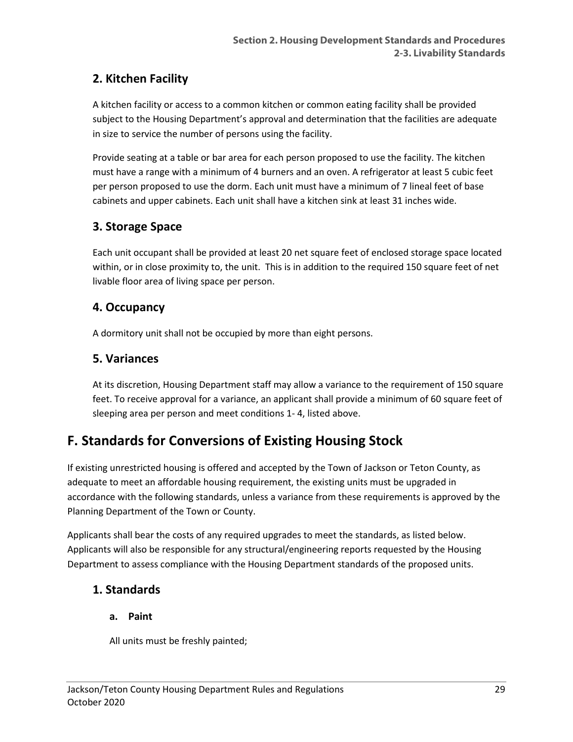## 2. Kitchen Facility

A kitchen facility or access to a common kitchen or common eating facility shall be provided subject to the Housing Department's approval and determination that the facilities are adequate in size to service the number of persons using the facility.

Provide seating at a table or bar area for each person proposed to use the facility. The kitchen must have a range with a minimum of 4 burners and an oven. A refrigerator at least 5 cubic feet per person proposed to use the dorm. Each unit must have a minimum of 7 lineal feet of base cabinets and upper cabinets. Each unit shall have a kitchen sink at least 31 inches wide.

## 3. Storage Space

Each unit occupant shall be provided at least 20 net square feet of enclosed storage space located within, or in close proximity to, the unit. This is in addition to the required 150 square feet of net livable floor area of living space per person.

## 4. Occupancy

A dormitory unit shall not be occupied by more than eight persons.

## 5. Variances

At its discretion, Housing Department staff may allow a variance to the requirement of 150 square feet. To receive approval for a variance, an applicant shall provide a minimum of 60 square feet of sleeping area per person and meet conditions 1- 4, listed above.

# F. Standards for Conversions of Existing Housing Stock

If existing unrestricted housing is offered and accepted by the Town of Jackson or Teton County, as adequate to meet an affordable housing requirement, the existing units must be upgraded in accordance with the following standards, unless a variance from these requirements is approved by the Planning Department of the Town or County.

Applicants shall bear the costs of any required upgrades to meet the standards, as listed below. Applicants will also be responsible for any structural/engineering reports requested by the Housing Department to assess compliance with the Housing Department standards of the proposed units.

## 1. Standards

### a. Paint

All units must be freshly painted;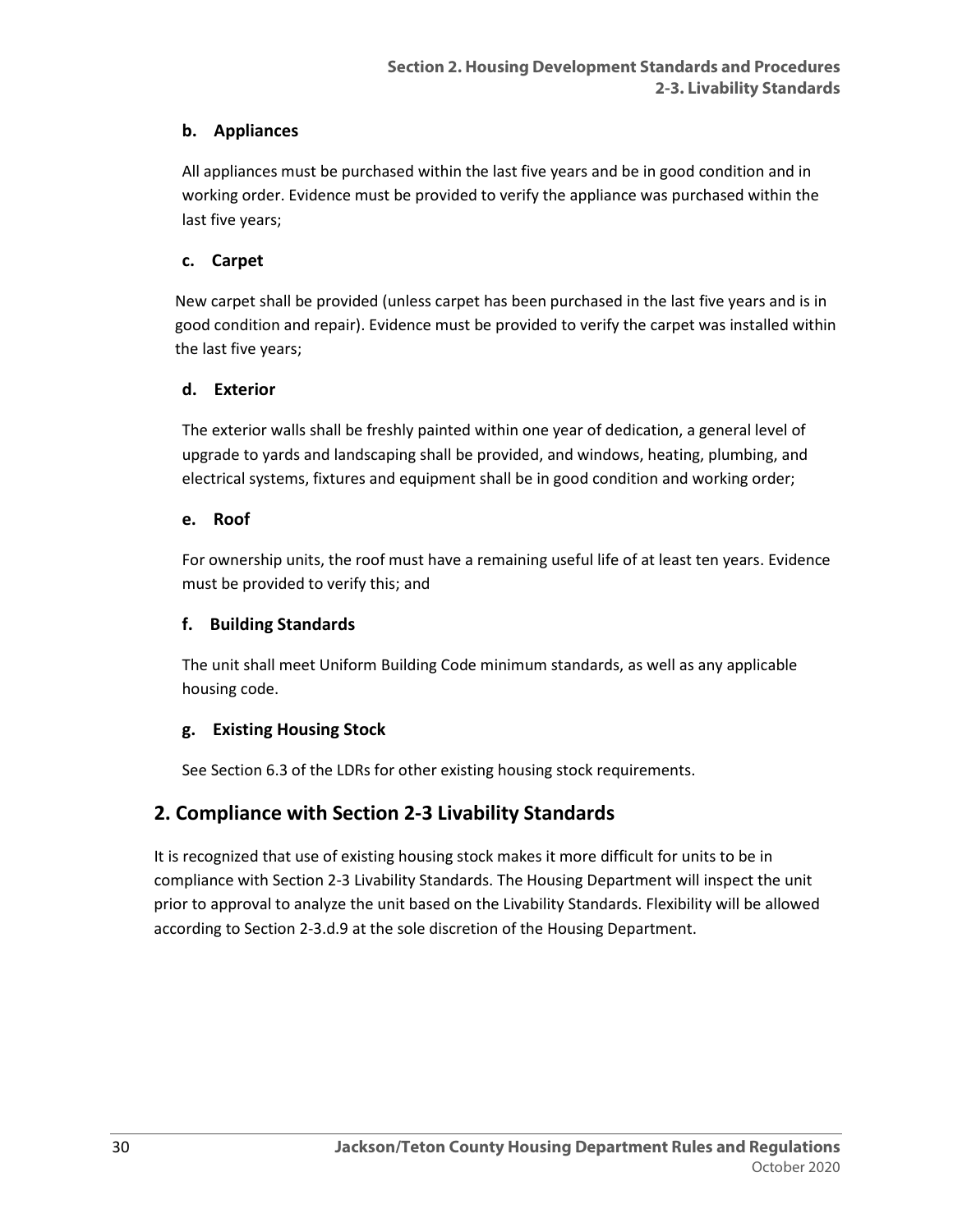#### b. Appliances

All appliances must be purchased within the last five years and be in good condition and in working order. Evidence must be provided to verify the appliance was purchased within the last five years;

#### c. Carpet

New carpet shall be provided (unless carpet has been purchased in the last five years and is in good condition and repair). Evidence must be provided to verify the carpet was installed within the last five years;

#### d. Exterior

The exterior walls shall be freshly painted within one year of dedication, a general level of upgrade to yards and landscaping shall be provided, and windows, heating, plumbing, and electrical systems, fixtures and equipment shall be in good condition and working order;

#### e. Roof

For ownership units, the roof must have a remaining useful life of at least ten years. Evidence must be provided to verify this; and

#### f. Building Standards

The unit shall meet Uniform Building Code minimum standards, as well as any applicable housing code.

#### g. Existing Housing Stock

See Section 6.3 of the LDRs for other existing housing stock requirements.

## 2. Compliance with Section 2-3 Livability Standards

It is recognized that use of existing housing stock makes it more difficult for units to be in compliance with Section 2-3 Livability Standards. The Housing Department will inspect the unit prior to approval to analyze the unit based on the Livability Standards. Flexibility will be allowed according to Section 2-3.d.9 at the sole discretion of the Housing Department.